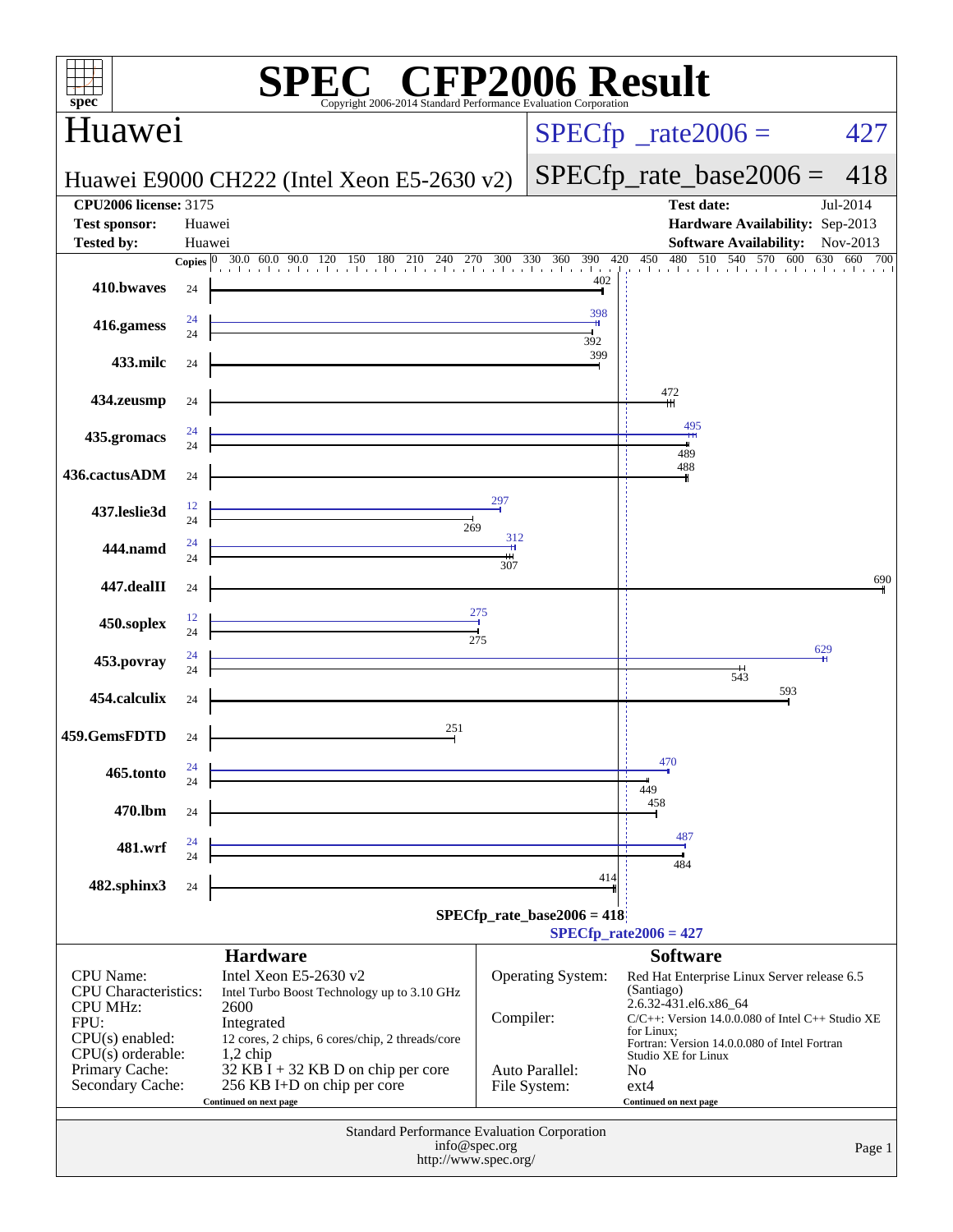# SPEC CFP2006 Result

Copyright 2006-2014 Standard Performance Evaluation Corporation

## Huawei

**Huawei E9000 CH222 (Intel Xeon E5-2630 v2)**

SPECfp_rate2006 = 427

SPECfp_rate_base2006 = 418

| | | | |
|---|---|---|---|
| **CPU2006 license:** 3175 | | **Test date:** | Jul-2014 |
| **Test sponsor:** | Huawei | **Hardware Availability:** | Sep-2013 |
| **Tested by:** | Huawei | **Software Availability:** | Nov-2013 |

| Benchmark | Copies (peak) | Peak | Copies (base) | Base |
|---|---|---|---|---|
| 410.bwaves | | | 24 | 402 |
| 416.gamess | 24 | 398 | 24 | 392 |
| 433.milc | | | 24 | 399 |
| 434.zeusmp | | | 24 | 472 |
| 435.gromacs | 24 | 495 | 24 | 489 |
| 436.cactusADM | | | 24 | 488 |
| 437.leslie3d | 12 | 297 | 24 | 269 |
| 444.namd | 24 | 312 | 24 | 307 |
| 447.dealII | | | 24 | 690 |
| 450.soplex | 12 | 275 | 24 | 275 |
| 453.povray | 24 | 629 | 24 | 543 |
| 454.calculix | | | 24 | 593 |
| 459.GemsFDTD | | | 24 | 251 |
| 465.tonto | 24 | 470 | 24 | 449 |
| 470.lbm | | | 24 | 458 |
| 481.wrf | 24 | 487 | 24 | 484 |
| 482.sphinx3 | | | 24 | 414 |

SPECfp_rate_base2006 = 418

SPECfp_rate2006 = 427

### Hardware

| | |
|---|---|
| CPU Name: | Intel Xeon E5-2630 v2 |
| CPU Characteristics: | Intel Turbo Boost Technology up to 3.10 GHz |
| CPU MHz: | 2600 |
| FPU: | Integrated |
| CPU(s) enabled: | 12 cores, 2 chips, 6 cores/chip, 2 threads/core |
| CPU(s) orderable: | 1,2 chip |
| Primary Cache: | 32 KB I + 32 KB D on chip per core |
| Secondary Cache: | 256 KB I+D on chip per core |

Continued on next page

### Software

| | |
|---|---|
| Operating System: | Red Hat Enterprise Linux Server release 6.5 (Santiago) 2.6.32-431.el6.x86_64 |
| Compiler: | C/C++: Version 14.0.0.080 of Intel C++ Studio XE for Linux; Fortran: Version 14.0.0.080 of Intel Fortran Studio XE for Linux |
| Auto Parallel: | No |
| File System: | ext4 |

Continued on next page

Standard Performance Evaluation Corporation
info@spec.org
http://www.spec.org/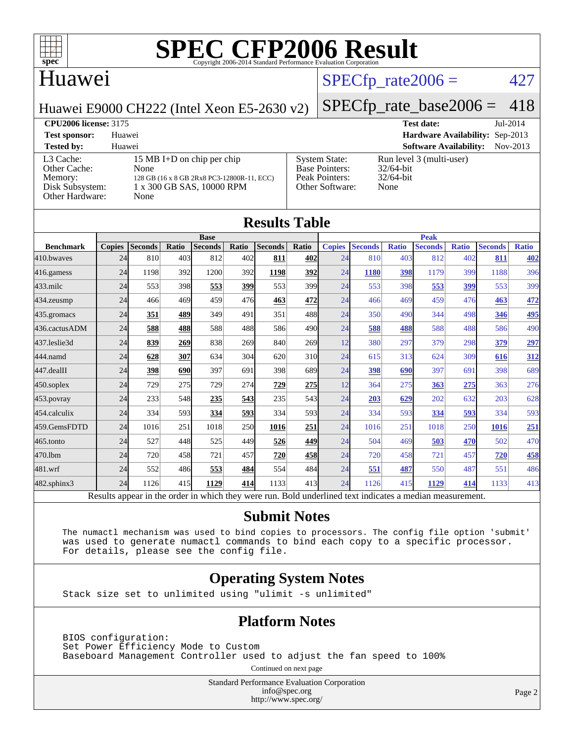# SPEC CFP2006 Result

Copyright 2006-2014 Standard Performance Evaluation Corporation

## Huawei

Huawei E9000 CH222 (Intel Xeon E5-2630 v2)

SPECfp_rate2006 = 427

SPECfp_rate_base2006 = 418

**CPU2006 license:** 3175 **Test date:** Jul-2014

**Test sponsor:** Huawei **Hardware Availability:** Sep-2013

**Tested by:** Huawei **Software Availability:** Nov-2013

| | |
|---|---|
| L3 Cache: | 15 MB I+D on chip per chip |
| Other Cache: | None |
| Memory: | 128 GB (16 x 8 GB 2Rx8 PC3-12800R-11, ECC) |
| Disk Subsystem: | 1 x 300 GB SAS, 10000 RPM |
| Other Hardware: | None |

| | |
|---|---|
| System State: | Run level 3 (multi-user) |
| Base Pointers: | 32/64-bit |
| Peak Pointers: | 32/64-bit |
| Other Software: | None |

## Results Table

| Benchmark | Base | | | | | | | Peak | | | | | | |
|---|---|---|---|---|---|---|---|---|---|---|---|---|---|---|
| | Copies | Seconds | Ratio | Seconds | Ratio | Seconds | Ratio | Copies | Seconds | Ratio | Seconds | Ratio | Seconds | Ratio |
| 410.bwaves | 24 | 810 | 403 | 812 | 402 | **811** | **402** | 24 | 810 | 403 | 812 | 402 | **811** | **402** |
| 416.gamess | 24 | 1198 | 392 | 1200 | 392 | **1198** | **392** | 24 | **1180** | **398** | 1179 | 399 | 1188 | 396 |
| 433.milc | 24 | 553 | 398 | **553** | **399** | 553 | 399 | 24 | 553 | 398 | **553** | **399** | 553 | 399 |
| 434.zeusmp | 24 | 466 | 469 | 459 | 476 | **463** | **472** | 24 | 466 | 469 | 459 | 476 | **463** | **472** |
| 435.gromacs | 24 | **351** | **489** | 349 | 491 | 351 | 488 | 24 | 350 | 490 | 344 | 498 | **346** | **495** |
| 436.cactusADM | 24 | **588** | **488** | 588 | 488 | 586 | 490 | 24 | **588** | **488** | 588 | 488 | 586 | 490 |
| 437.leslie3d | 24 | **839** | **269** | 838 | 269 | 840 | 269 | 12 | 380 | 297 | 379 | 298 | **379** | **297** |
| 444.namd | 24 | **628** | **307** | 634 | 304 | 620 | 310 | 24 | 615 | 313 | 624 | 309 | **616** | **312** |
| 447.dealII | 24 | **398** | **690** | 397 | 691 | 398 | 689 | 24 | **398** | **690** | 397 | 691 | 398 | 689 |
| 450.soplex | 24 | 729 | 275 | 729 | 274 | **729** | **275** | 12 | 364 | 275 | **363** | **275** | 363 | 276 |
| 453.povray | 24 | 233 | 548 | **235** | **543** | 235 | 543 | 24 | **203** | **629** | 202 | 632 | 203 | 628 |
| 454.calculix | 24 | 334 | 593 | **334** | **593** | 334 | 593 | 24 | 334 | 593 | **334** | **593** | 334 | 593 |
| 459.GemsFDTD | 24 | 1016 | 251 | 1018 | 250 | **1016** | **251** | 24 | 1016 | 251 | 1018 | 250 | **1016** | **251** |
| 465.tonto | 24 | 527 | 448 | 525 | 449 | **526** | **449** | 24 | 504 | 469 | **503** | **470** | 502 | 470 |
| 470.lbm | 24 | 720 | 458 | 721 | 457 | **720** | **458** | 24 | 720 | 458 | 721 | 457 | **720** | **458** |
| 481.wrf | 24 | 552 | 486 | **553** | **484** | 554 | 484 | 24 | **551** | **487** | 550 | 487 | 551 | 486 |
| 482.sphinx3 | 24 | 1126 | 415 | **1129** | **414** | 1133 | 413 | 24 | 1126 | 415 | **1129** | **414** | 1133 | 413 |

Results appear in the order in which they were run. Bold underlined text indicates a median measurement.

## Submit Notes

The numactl mechanism was used to bind copies to processors. The config file option 'submit' was used to generate numactl commands to bind each copy to a specific processor. For details, please see the config file.

## Operating System Notes

Stack size set to unlimited using "ulimit -s unlimited"

## Platform Notes

BIOS configuration:
Set Power Efficiency Mode to Custom
Baseboard Management Controller used to adjust the fan speed to 100%

Continued on next page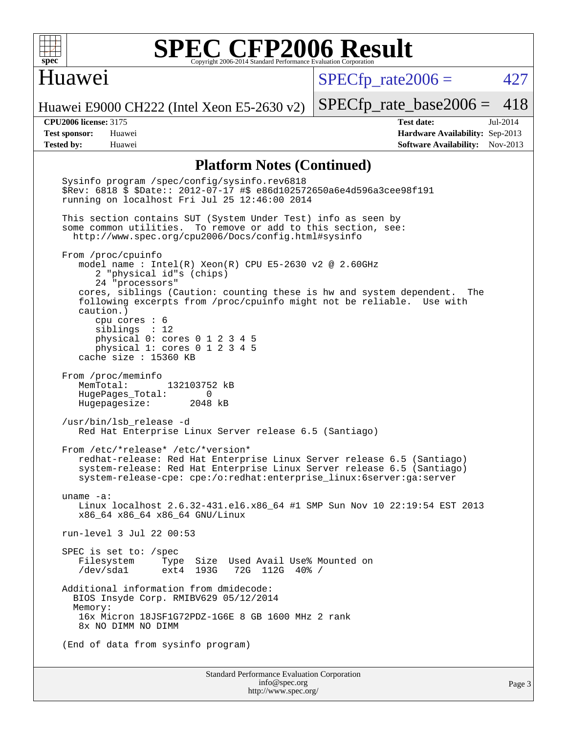## Platform Notes (Continued)

```
Sysinfo program /spec/config/sysinfo.rev6818
$Rev: 6818 $ $Date:: 2012-07-17 #$ e86d102572650a6e4d596a3cee98f191
running on localhost Fri Jul 25 12:46:00 2014

This section contains SUT (System Under Test) info as seen by
some common utilities.  To remove or add to this section, see:
  http://www.spec.org/cpu2006/Docs/config.html#sysinfo

From /proc/cpuinfo
   model name : Intel(R) Xeon(R) CPU E5-2630 v2 @ 2.60GHz
      2 "physical id"s (chips)
      24 "processors"
   cores, siblings (Caution: counting these is hw and system dependent.  The
   following excerpts from /proc/cpuinfo might not be reliable.  Use with
   caution.)
      cpu cores : 6
      siblings  : 12
      physical 0: cores 0 1 2 3 4 5
      physical 1: cores 0 1 2 3 4 5
   cache size : 15360 KB

From /proc/meminfo
   MemTotal:       132103752 kB
   HugePages_Total:       0
   Hugepagesize:       2048 kB

/usr/bin/lsb_release -d
   Red Hat Enterprise Linux Server release 6.5 (Santiago)

From /etc/*release* /etc/*version*
   redhat-release: Red Hat Enterprise Linux Server release 6.5 (Santiago)
   system-release: Red Hat Enterprise Linux Server release 6.5 (Santiago)
   system-release-cpe: cpe:/o:redhat:enterprise_linux:6server:ga:server

uname -a:
   Linux localhost 2.6.32-431.el6.x86_64 #1 SMP Sun Nov 10 22:19:54 EST 2013
   x86_64 x86_64 x86_64 GNU/Linux

run-level 3 Jul 22 00:53

SPEC is set to: /spec
   Filesystem     Type  Size  Used Avail Use% Mounted on
   /dev/sda1      ext4  193G   72G  112G  40% /

Additional information from dmidecode:
  BIOS Insyde Corp. RMIBV629 05/12/2014
  Memory:
   16x Micron 18JSF1G72PDZ-1G6E 8 GB 1600 MHz 2 rank
   8x NO DIMM NO DIMM

(End of data from sysinfo program)
```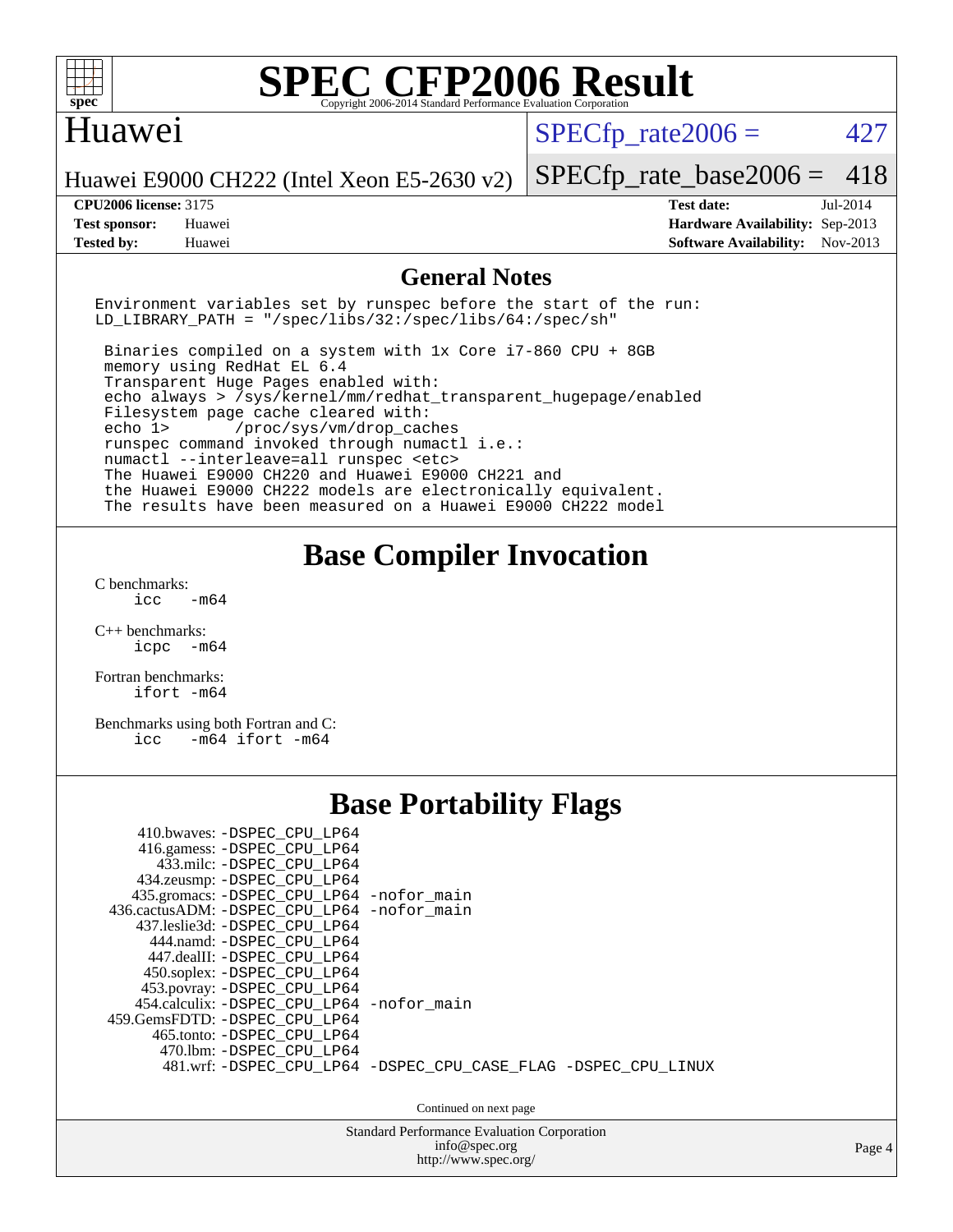# SPEC CFP2006 Result

Copyright 2006-2014 Standard Performance Evaluation Corporation

## Huawei

Huawei E9000 CH222 (Intel Xeon E5-2630 v2)

SPECfp_rate2006 = 427

SPECfp_rate_base2006 = 418

| | | | |
|---|---|---|---|
| **CPU2006 license:** 3175 | | **Test date:** | Jul-2014 |
| **Test sponsor:** | Huawei | **Hardware Availability:** | Sep-2013 |
| **Tested by:** | Huawei | **Software Availability:** | Nov-2013 |

## General Notes

```
Environment variables set by runspec before the start of the run:
LD_LIBRARY_PATH = "/spec/libs/32:/spec/libs/64:/spec/sh"

 Binaries compiled on a system with 1x Core i7-860 CPU + 8GB
 memory using RedHat EL 6.4
 Transparent Huge Pages enabled with:
 echo always > /sys/kernel/mm/redhat_transparent_hugepage/enabled
 Filesystem page cache cleared with:
 echo 1>       /proc/sys/vm/drop_caches
 runspec command invoked through numactl i.e.:
 numactl --interleave=all runspec <etc>
 The Huawei E9000 CH220 and Huawei E9000 CH221 and
 the Huawei E9000 CH222 models are electronically equivalent.
 The results have been measured on a Huawei E9000 CH222 model
```

## Base Compiler Invocation

C benchmarks:
```
icc   -m64
```

C++ benchmarks:
```
icpc  -m64
```

Fortran benchmarks:
```
ifort -m64
```

Benchmarks using both Fortran and C:
```
icc   -m64 ifort -m64
```

## Base Portability Flags

```
     410.bwaves: -DSPEC_CPU_LP64
     416.gamess: -DSPEC_CPU_LP64
       433.milc: -DSPEC_CPU_LP64
     434.zeusmp: -DSPEC_CPU_LP64
    435.gromacs: -DSPEC_CPU_LP64 -nofor_main
 436.cactusADM: -DSPEC_CPU_LP64 -nofor_main
    437.leslie3d: -DSPEC_CPU_LP64
      444.namd: -DSPEC_CPU_LP64
     447.dealII: -DSPEC_CPU_LP64
     450.soplex: -DSPEC_CPU_LP64
     453.povray: -DSPEC_CPU_LP64
   454.calculix: -DSPEC_CPU_LP64 -nofor_main
  459.GemsFDTD: -DSPEC_CPU_LP64
      465.tonto: -DSPEC_CPU_LP64
        470.lbm: -DSPEC_CPU_LP64
        481.wrf: -DSPEC_CPU_LP64 -DSPEC_CPU_CASE_FLAG -DSPEC_CPU_LINUX
```

Continued on next page

Standard Performance Evaluation Corporation
info@spec.org
http://www.spec.org/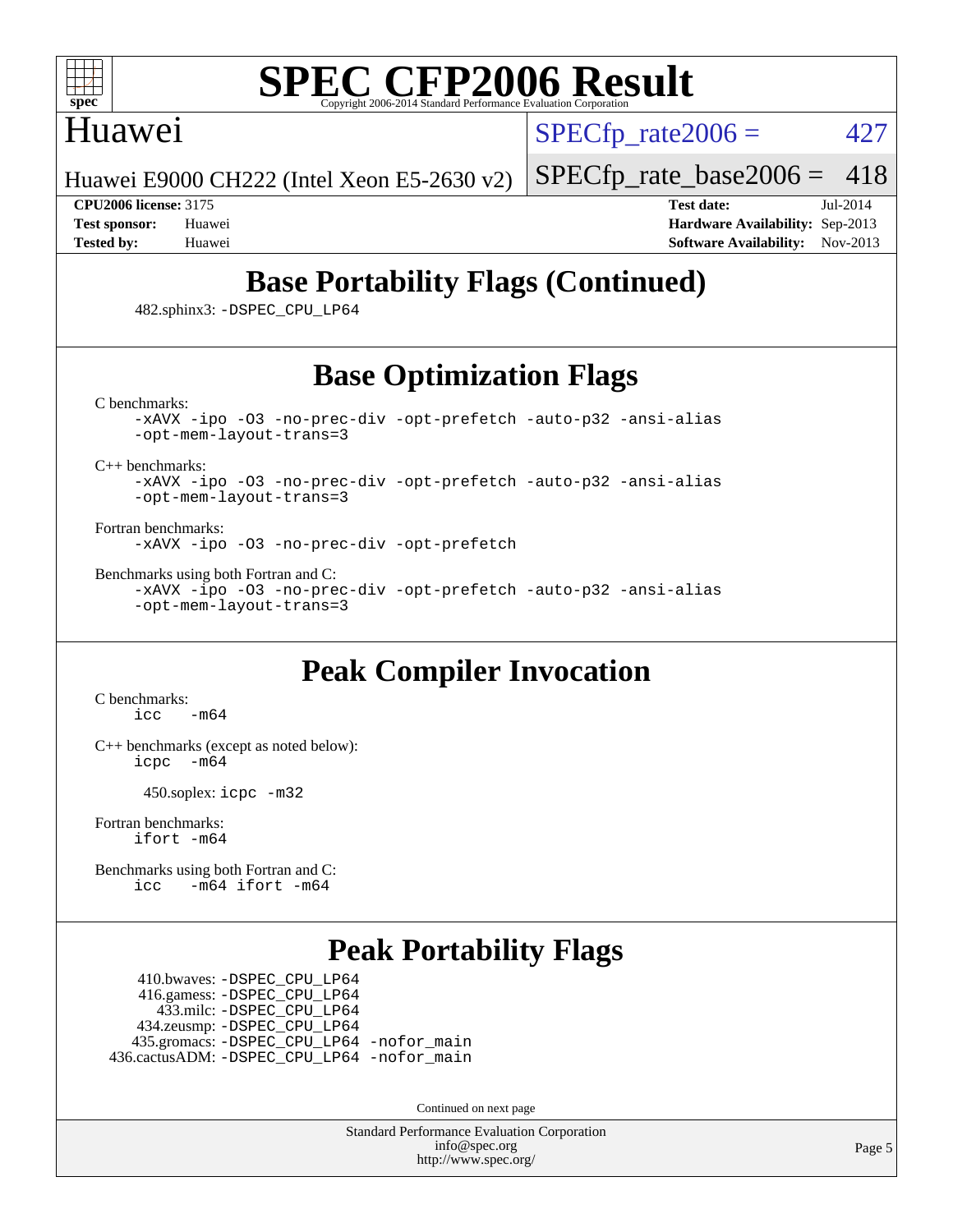## Base Portability Flags (Continued)

482.sphinx3: -DSPEC_CPU_LP64

## Base Optimization Flags

C benchmarks:

```
-xAVX -ipo -O3 -no-prec-div -opt-prefetch -auto-p32 -ansi-alias
-opt-mem-layout-trans=3
```

C++ benchmarks:

```
-xAVX -ipo -O3 -no-prec-div -opt-prefetch -auto-p32 -ansi-alias
-opt-mem-layout-trans=3
```

Fortran benchmarks:

```
-xAVX -ipo -O3 -no-prec-div -opt-prefetch
```

Benchmarks using both Fortran and C:

```
-xAVX -ipo -O3 -no-prec-div -opt-prefetch -auto-p32 -ansi-alias
-opt-mem-layout-trans=3
```

## Peak Compiler Invocation

C benchmarks:

```
icc   -m64
```

C++ benchmarks (except as noted below):

```
icpc  -m64
```

450.soplex: icpc -m32

Fortran benchmarks:

```
ifort -m64
```

Benchmarks using both Fortran and C:

```
icc   -m64 ifort -m64
```

## Peak Portability Flags

410.bwaves: -DSPEC_CPU_LP64
416.gamess: -DSPEC_CPU_LP64
433.milc: -DSPEC_CPU_LP64
434.zeusmp: -DSPEC_CPU_LP64
435.gromacs: -DSPEC_CPU_LP64 -nofor_main
436.cactusADM: -DSPEC_CPU_LP64 -nofor_main

Continued on next page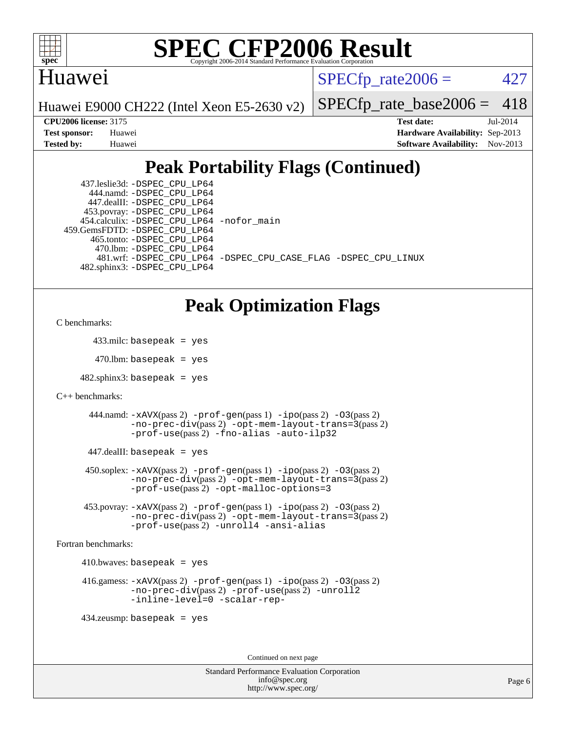# SPEC CFP2006 Result

Copyright 2006-2014 Standard Performance Evaluation Corporation

## Huawei

Huawei E9000 CH222 (Intel Xeon E5-2630 v2)

SPECfp_rate2006 = 427

SPECfp_rate_base2006 = 418

| | | | |
|---|---|---|---|
| **CPU2006 license:** | 3175 | **Test date:** | Jul-2014 |
| **Test sponsor:** | Huawei | **Hardware Availability:** | Sep-2013 |
| **Tested by:** | Huawei | **Software Availability:** | Nov-2013 |

## Peak Portability Flags (Continued)

437.leslie3d: -DSPEC_CPU_LP64
444.namd: -DSPEC_CPU_LP64
447.dealII: -DSPEC_CPU_LP64
453.povray: -DSPEC_CPU_LP64
454.calculix: -DSPEC_CPU_LP64 -nofor_main
459.GemsFDTD: -DSPEC_CPU_LP64
465.tonto: -DSPEC_CPU_LP64
470.lbm: -DSPEC_CPU_LP64
481.wrf: -DSPEC_CPU_LP64 -DSPEC_CPU_CASE_FLAG -DSPEC_CPU_LINUX
482.sphinx3: -DSPEC_CPU_LP64

## Peak Optimization Flags

C benchmarks:

433.milc: basepeak = yes

470.lbm: basepeak = yes

482.sphinx3: basepeak = yes

C++ benchmarks:

444.namd: -xAVX(pass 2) -prof-gen(pass 1) -ipo(pass 2) -O3(pass 2) -no-prec-div(pass 2) -opt-mem-layout-trans=3(pass 2) -prof-use(pass 2) -fno-alias -auto-ilp32

447.dealII: basepeak = yes

450.soplex: -xAVX(pass 2) -prof-gen(pass 1) -ipo(pass 2) -O3(pass 2) -no-prec-div(pass 2) -opt-mem-layout-trans=3(pass 2) -prof-use(pass 2) -opt-malloc-options=3

453.povray: -xAVX(pass 2) -prof-gen(pass 1) -ipo(pass 2) -O3(pass 2) -no-prec-div(pass 2) -opt-mem-layout-trans=3(pass 2) -prof-use(pass 2) -unroll4 -ansi-alias

Fortran benchmarks:

410.bwaves: basepeak = yes

416.gamess: -xAVX(pass 2) -prof-gen(pass 1) -ipo(pass 2) -O3(pass 2) -no-prec-div(pass 2) -prof-use(pass 2) -unroll2 -inline-level=0 -scalar-rep-

434.zeusmp: basepeak = yes

Continued on next page

Standard Performance Evaluation Corporation
info@spec.org
http://www.spec.org/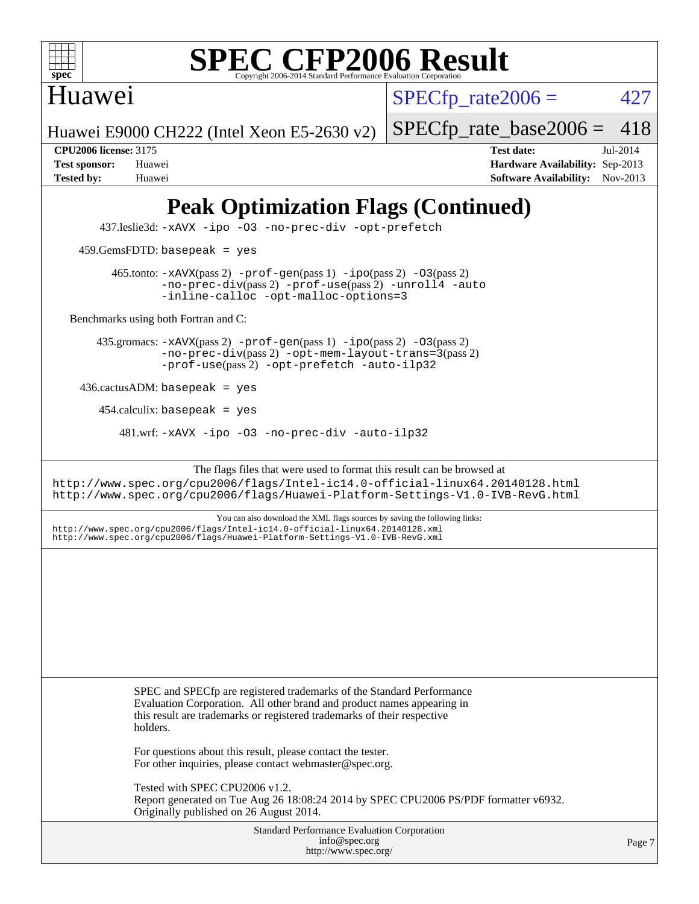# Peak Optimization Flags (Continued)

437.leslie3d: `-xAVX -ipo -O3 -no-prec-div -opt-prefetch`

459.GemsFDTD: `basepeak = yes`

465.tonto: `-xAVX`(pass 2) `-prof-gen`(pass 1) `-ipo`(pass 2) `-O3`(pass 2) `-no-prec-div`(pass 2) `-prof-use`(pass 2) `-unroll4 -auto -inline-calloc -opt-malloc-options=3`

Benchmarks using both Fortran and C:

435.gromacs: `-xAVX`(pass 2) `-prof-gen`(pass 1) `-ipo`(pass 2) `-O3`(pass 2) `-no-prec-div`(pass 2) `-opt-mem-layout-trans=3`(pass 2) `-prof-use`(pass 2) `-opt-prefetch -auto-ilp32`

436.cactusADM: `basepeak = yes`

454.calculix: `basepeak = yes`

481.wrf: `-xAVX -ipo -O3 -no-prec-div -auto-ilp32`

The flags files that were used to format this result can be browsed at
http://www.spec.org/cpu2006/flags/Intel-ic14.0-official-linux64.20140128.html
http://www.spec.org/cpu2006/flags/Huawei-Platform-Settings-V1.0-IVB-RevG.html

You can also download the XML flags sources by saving the following links:
http://www.spec.org/cpu2006/flags/Intel-ic14.0-official-linux64.20140128.xml
http://www.spec.org/cpu2006/flags/Huawei-Platform-Settings-V1.0-IVB-RevG.xml

SPEC and SPECfp are registered trademarks of the Standard Performance Evaluation Corporation. All other brand and product names appearing in this result are trademarks or registered trademarks of their respective holders.

For questions about this result, please contact the tester.
For other inquiries, please contact webmaster@spec.org.

Tested with SPEC CPU2006 v1.2.
Report generated on Tue Aug 26 18:08:24 2014 by SPEC CPU2006 PS/PDF formatter v6932.
Originally published on 26 August 2014.